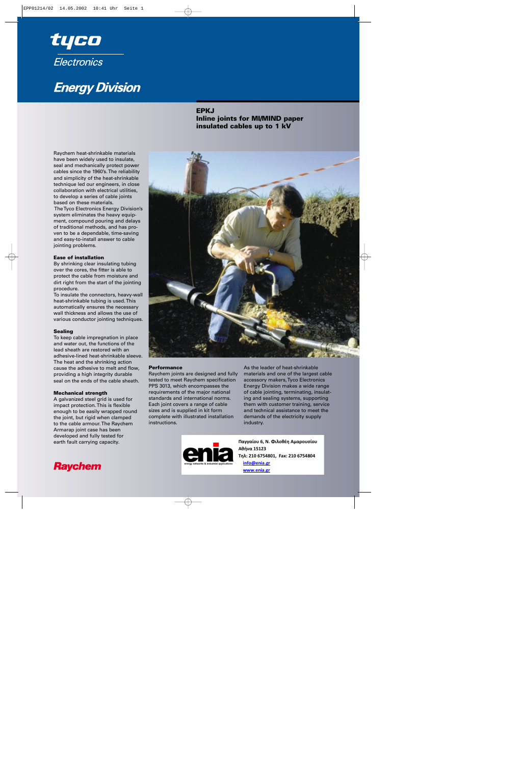tyco

Electronics

# Energy Division

## EPKJ
## Inline joints for MI/MIND paper insulated cables up to 1 kV

Raychem heat-shrinkable materials have been widely used to insulate, seal and mechanically protect power cables since the 1960's. The reliability and simplicity of the heat-shrinkable technique led our engineers, in close collaboration with electrical utilities, to develop a series of cable joints based on these materials.

The Tyco Electronics Energy Division's system eliminates the heavy equipment, compound pouring and delays of traditional methods, and has proven to be a dependable, time-saving and easy-to-install answer to cable jointing problems.

### Ease of installation

By shrinking clear insulating tubing over the cores, the fitter is able to protect the cable from moisture and dirt right from the start of the jointing procedure.

To insulate the connectors, heavy-wall heat-shrinkable tubing is used. This automatically ensures the necessary wall thickness and allows the use of various conductor jointing techniques.

### Sealing

To keep cable impregnation in place and water out, the functions of the lead sheath are restored with an adhesive-lined heat-shrinkable sleeve. The heat and the shrinking action cause the adhesive to melt and flow, providing a high integrity durable seal on the ends of the cable sheath.

### Mechanical strength

A galvanized steel grid is used for impact protection. This is flexible enough to be easily wrapped round the joint, but rigid when clamped to the cable armour. The Raychem Armarap joint case has been developed and fully tested for earth fault carrying capacity.

### Performance

Raychem joints are designed and fully tested to meet Raychem specification PPS 3013, which encompasses the requirements of the major national standards and international norms. Each joint covers a range of cable sizes and is supplied in kit form complete with illustrated installation instructions.

As the leader of heat-shrinkable materials and one of the largest cable accessory makers, Tyco Electronics Energy Division makes a wide range of cable jointing, terminating, insulating and sealing systems, supporting them with customer training, service and technical assistance to meet the demands of the electricity supply industry.

Raychem

enia
energy networks & industrial applications

Παγγαίου 6, Ν. Φιλοθέη Αμαρουσίου
Αθήνα 15123
Τηλ: 210 6754801, Fax: 210 6754804
info@enia.gr
www.enia.gr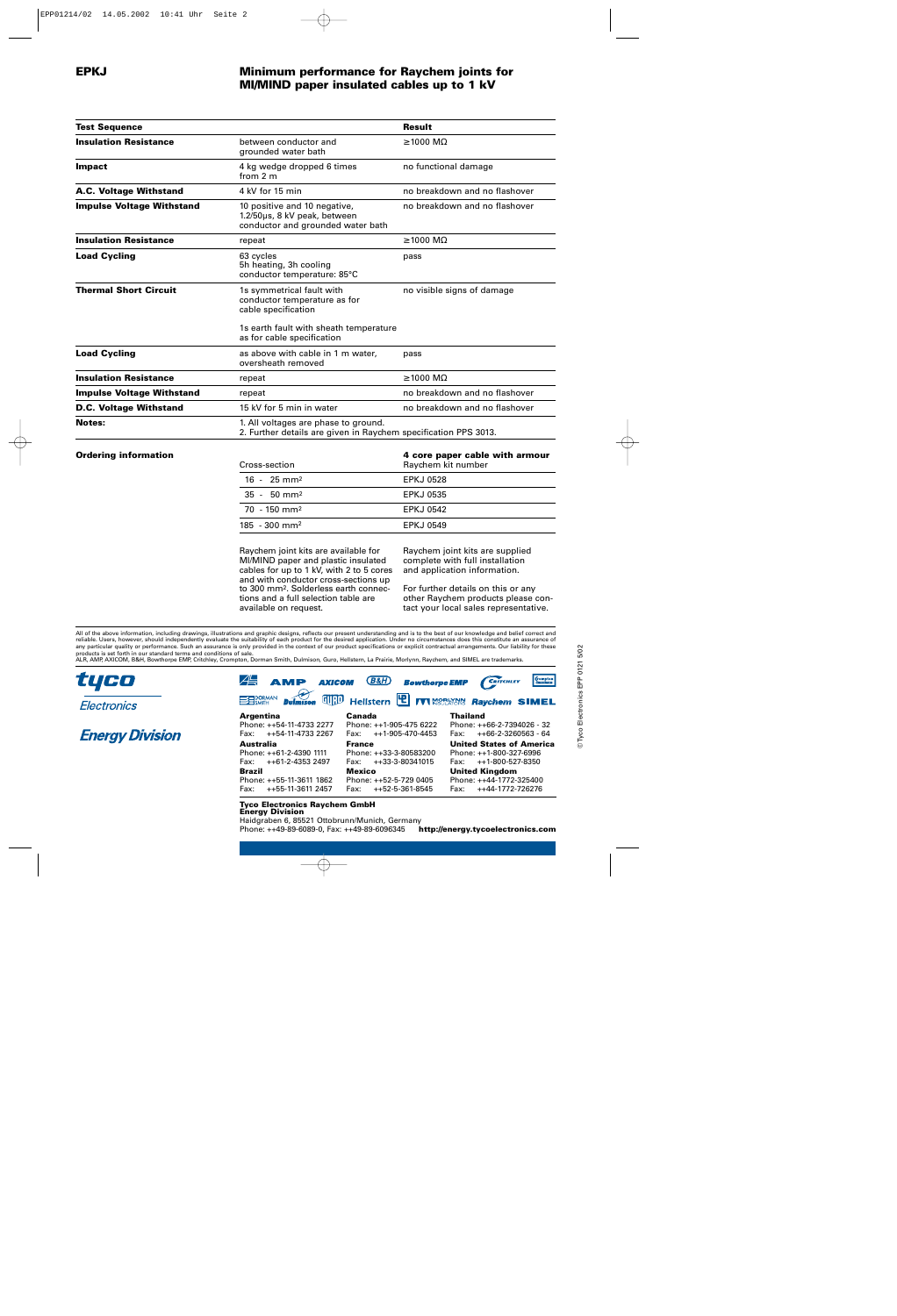**EPKJ**

## Minimum performance for Raychem joints for MI/MIND paper insulated cables up to 1 kV

| Test Sequence | | Result |
|---|---|---|
| **Insulation Resistance** | between conductor and grounded water bath | ≥1000 MΩ |
| **Impact** | 4 kg wedge dropped 6 times from 2 m | no functional damage |
| **A.C. Voltage Withstand** | 4 kV for 15 min | no breakdown and no flashover |
| **Impulse Voltage Withstand** | 10 positive and 10 negative, 1.2/50µs, 8 kV peak, between conductor and grounded water bath | no breakdown and no flashover |
| **Insulation Resistance** | repeat | ≥1000 MΩ |
| **Load Cycling** | 63 cycles 5h heating, 3h cooling conductor temperature: 85°C | pass |
| **Thermal Short Circuit** | 1s symmetrical fault with conductor temperature as for cable specification<br><br>1s earth fault with sheath temperature as for cable specification | no visible signs of damage |
| **Load Cycling** | as above with cable in 1 m water, oversheath removed | pass |
| **Insulation Resistance** | repeat | ≥1000 MΩ |
| **Impulse Voltage Withstand** | repeat | no breakdown and no flashover |
| **D.C. Voltage Withstand** | 15 kV for 5 min in water | no breakdown and no flashover |
| **Notes:** | 1. All voltages are phase to ground.<br>2. Further details are given in Raychem specification PPS 3013. | |

**Ordering information**

| Cross-section | **4 core paper cable with armour** Raychem kit number |
|---|---|
| 16 - 25 mm² | EPKJ 0528 |
| 35 - 50 mm² | EPKJ 0535 |
| 70 - 150 mm² | EPKJ 0542 |
| 185 - 300 mm² | EPKJ 0549 |

Raychem joint kits are available for MI/MIND paper and plastic insulated cables for up to 1 kV, with 2 to 5 cores and with conductor cross-sections up to 300 mm². Solderless earth connections and a full selection table are available on request.

Raychem joint kits are supplied complete with full installation and application information.

For further details on this or any other Raychem products please contact your local sales representative.

All of the above information, including drawings, illustrations and graphic designs, reflects our present understanding and is to the best of our knowledge and belief correct and reliable. Users, however, should independently evaluate the suitability of each product for the desired application. Under no circumstances does this constitute an assurance of any particular quality or performance. Such an assurance is only provided in the context of our product specifications or explicit contractual arrangements. Our liability for these products is set forth in our standard terms and conditions of sale.
ALR, AMP, AXICOM, B&H, Bowthorpe EMP, Critchley, Crompton, Dorman Smith, Dulmison, Guro, Hellstern, La Prairie, Morlynn, Raychem, and SIMEL are trademarks.

tyco Electronics

Energy Division

AMP AXICOM B&H Bowthorpe EMP Critchley Crompton Dorman Smith Dulmison Guro Hellstern Morlynn Raychem SIMEL

**Argentina**
Phone: ++54-11-4733 2277
Fax: ++54-11-4733 2267

**Australia**
Phone: ++61-2-4390 1111
Fax: ++61-2-4353 2497

**Brazil**
Phone: ++55-11-3611 1862
Fax: ++55-11-3611 2457

**Canada**
Phone: ++1-905-475 6222
Fax: ++1-905-470-4453

**France**
Phone: ++33-3-80583200
Fax: ++33-3-80341015

**Mexico**
Phone: ++52-5-729 0405
Fax: ++52-5-361-8545

**Thailand**
Phone: ++66-2-7394026 - 32
Fax: ++66-2-3260563 - 64

**United States of America**
Phone: ++1-800-327-6996
Fax: ++1-800-527-8350

**United Kingdom**
Phone: ++44-1772-325400
Fax: ++44-1772-726276

**Tyco Electronics Raychem GmbH**
**Energy Division**
Haidgraben 6, 85521 Ottobrunn/Munich, Germany
Phone: ++49-89-6089-0, Fax: ++49-89-6096345 **http://energy.tycoelectronics.com**

©Tyco Electronics EPP 0121 5/02